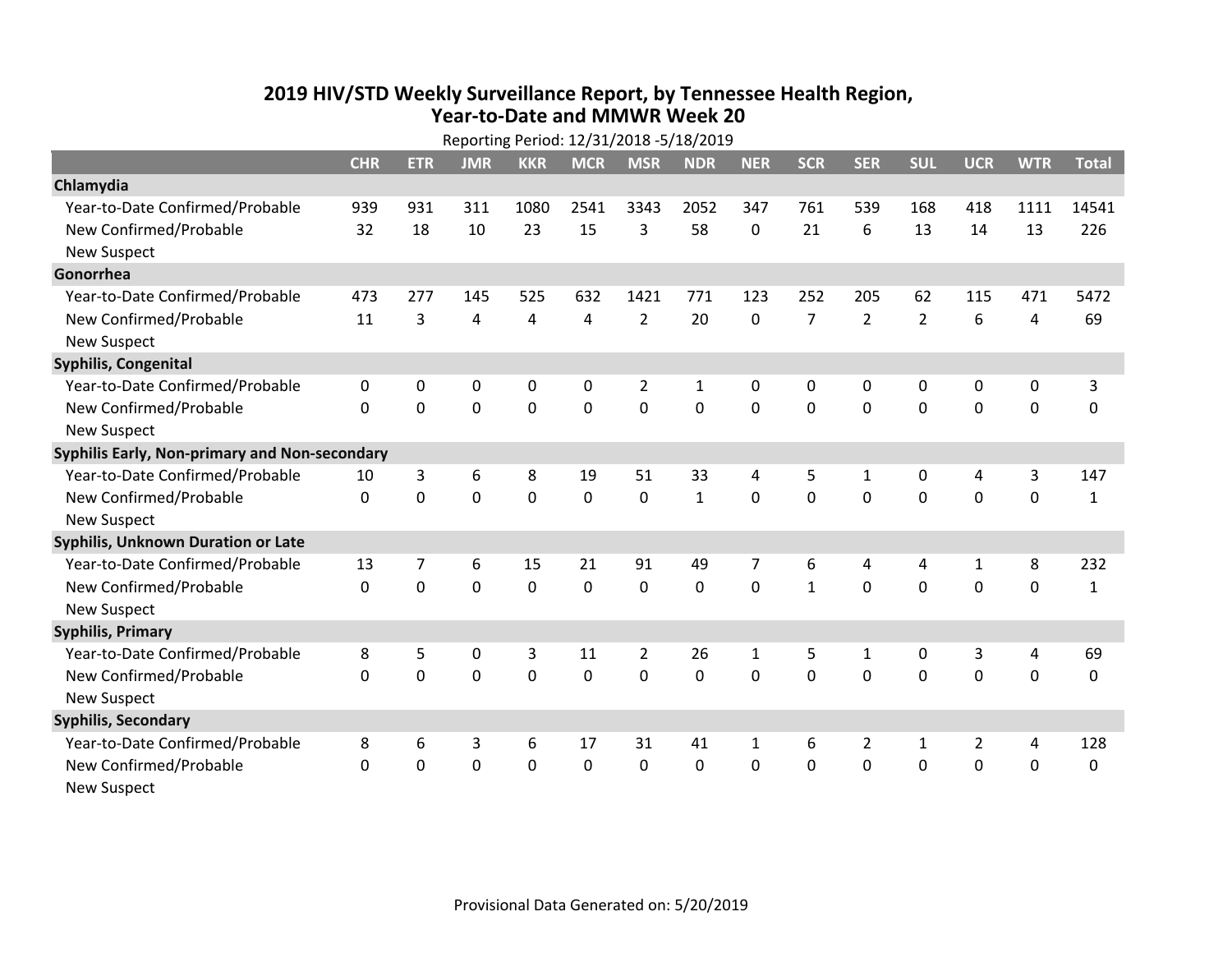# 2019 HIV/STD Weekly Surveillance Report, by Tennessee Health Region, Year-to-Date and MMWR Week 20

Reporting Period: 12/31/2018 -5/18/2019

| | CHR | ETR | JMR | KKR | MCR | MSR | NDR | NER | SCR | SER | SUL | UCR | WTR | Total |
|---|---|---|---|---|---|---|---|---|---|---|---|---|---|---|
| **Chlamydia** | | | | | | | | | | | | | | |
| Year-to-Date Confirmed/Probable | 939 | 931 | 311 | 1080 | 2541 | 3343 | 2052 | 347 | 761 | 539 | 168 | 418 | 1111 | 14541 |
| New Confirmed/Probable | 32 | 18 | 10 | 23 | 15 | 3 | 58 | 0 | 21 | 6 | 13 | 14 | 13 | 226 |
| New Suspect | | | | | | | | | | | | | | |
| **Gonorrhea** | | | | | | | | | | | | | | |
| Year-to-Date Confirmed/Probable | 473 | 277 | 145 | 525 | 632 | 1421 | 771 | 123 | 252 | 205 | 62 | 115 | 471 | 5472 |
| New Confirmed/Probable | 11 | 3 | 4 | 4 | 4 | 2 | 20 | 0 | 7 | 2 | 2 | 6 | 4 | 69 |
| New Suspect | | | | | | | | | | | | | | |
| **Syphilis, Congenital** | | | | | | | | | | | | | | |
| Year-to-Date Confirmed/Probable | 0 | 0 | 0 | 0 | 0 | 2 | 1 | 0 | 0 | 0 | 0 | 0 | 0 | 3 |
| New Confirmed/Probable | 0 | 0 | 0 | 0 | 0 | 0 | 0 | 0 | 0 | 0 | 0 | 0 | 0 | 0 |
| New Suspect | | | | | | | | | | | | | | |
| **Syphilis Early, Non-primary and Non-secondary** | | | | | | | | | | | | | | |
| Year-to-Date Confirmed/Probable | 10 | 3 | 6 | 8 | 19 | 51 | 33 | 4 | 5 | 1 | 0 | 4 | 3 | 147 |
| New Confirmed/Probable | 0 | 0 | 0 | 0 | 0 | 0 | 1 | 0 | 0 | 0 | 0 | 0 | 0 | 1 |
| New Suspect | | | | | | | | | | | | | | |
| **Syphilis, Unknown Duration or Late** | | | | | | | | | | | | | | |
| Year-to-Date Confirmed/Probable | 13 | 7 | 6 | 15 | 21 | 91 | 49 | 7 | 6 | 4 | 4 | 1 | 8 | 232 |
| New Confirmed/Probable | 0 | 0 | 0 | 0 | 0 | 0 | 0 | 0 | 1 | 0 | 0 | 0 | 0 | 1 |
| New Suspect | | | | | | | | | | | | | | |
| **Syphilis, Primary** | | | | | | | | | | | | | | |
| Year-to-Date Confirmed/Probable | 8 | 5 | 0 | 3 | 11 | 2 | 26 | 1 | 5 | 1 | 0 | 3 | 4 | 69 |
| New Confirmed/Probable | 0 | 0 | 0 | 0 | 0 | 0 | 0 | 0 | 0 | 0 | 0 | 0 | 0 | 0 |
| New Suspect | | | | | | | | | | | | | | |
| **Syphilis, Secondary** | | | | | | | | | | | | | | |
| Year-to-Date Confirmed/Probable | 8 | 6 | 3 | 6 | 17 | 31 | 41 | 1 | 6 | 2 | 1 | 2 | 4 | 128 |
| New Confirmed/Probable | 0 | 0 | 0 | 0 | 0 | 0 | 0 | 0 | 0 | 0 | 0 | 0 | 0 | 0 |
| New Suspect | | | | | | | | | | | | | | |

Provisional Data Generated on: 5/20/2019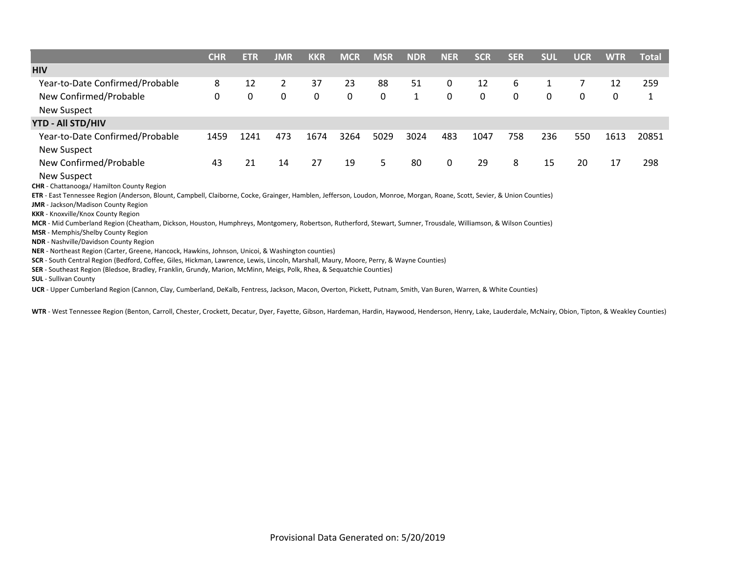| | CHR | ETR | JMR | KKR | MCR | MSR | NDR | NER | SCR | SER | SUL | UCR | WTR | Total |
|---|---|---|---|---|---|---|---|---|---|---|---|---|---|---|
| **HIV** | | | | | | | | | | | | | | |
| Year-to-Date Confirmed/Probable | 8 | 12 | 2 | 37 | 23 | 88 | 51 | 0 | 12 | 6 | 1 | 7 | 12 | 259 |
| New Confirmed/Probable | 0 | 0 | 0 | 0 | 0 | 0 | 1 | 0 | 0 | 0 | 0 | 0 | 0 | 1 |
| New Suspect | | | | | | | | | | | | | | |
| **YTD - All STD/HIV** | | | | | | | | | | | | | | |
| Year-to-Date Confirmed/Probable | 1459 | 1241 | 473 | 1674 | 3264 | 5029 | 3024 | 483 | 1047 | 758 | 236 | 550 | 1613 | 20851 |
| New Suspect | | | | | | | | | | | | | | |
| New Confirmed/Probable | 43 | 21 | 14 | 27 | 19 | 5 | 80 | 0 | 29 | 8 | 15 | 20 | 17 | 298 |
| New Suspect | | | | | | | | | | | | | | |

**CHR** - Chattanooga/ Hamilton County Region

**ETR** - East Tennessee Region (Anderson, Blount, Campbell, Claiborne, Cocke, Grainger, Hamblen, Jefferson, Loudon, Monroe, Morgan, Roane, Scott, Sevier, & Union Counties)

**JMR** - Jackson/Madison County Region

**KKR** - Knoxville/Knox County Region

**MCR** - Mid Cumberland Region (Cheatham, Dickson, Houston, Humphreys, Montgomery, Robertson, Rutherford, Stewart, Sumner, Trousdale, Williamson, & Wilson Counties)

**MSR** - Memphis/Shelby County Region

**NDR** - Nashville/Davidson County Region

**NER** - Northeast Region (Carter, Greene, Hancock, Hawkins, Johnson, Unicoi, & Washington counties)

**SCR** - South Central Region (Bedford, Coffee, Giles, Hickman, Lawrence, Lewis, Lincoln, Marshall, Maury, Moore, Perry, & Wayne Counties)

**SER** - Southeast Region (Bledsoe, Bradley, Franklin, Grundy, Marion, McMinn, Meigs, Polk, Rhea, & Sequatchie Counties)

**SUL** - Sullivan County

**UCR** - Upper Cumberland Region (Cannon, Clay, Cumberland, DeKalb, Fentress, Jackson, Macon, Overton, Pickett, Putnam, Smith, Van Buren, Warren, & White Counties)

**WTR** - West Tennessee Region (Benton, Carroll, Chester, Crockett, Decatur, Dyer, Fayette, Gibson, Hardeman, Hardin, Haywood, Henderson, Henry, Lake, Lauderdale, McNairy, Obion, Tipton, & Weakley Counties)

Provisional Data Generated on: 5/20/2019